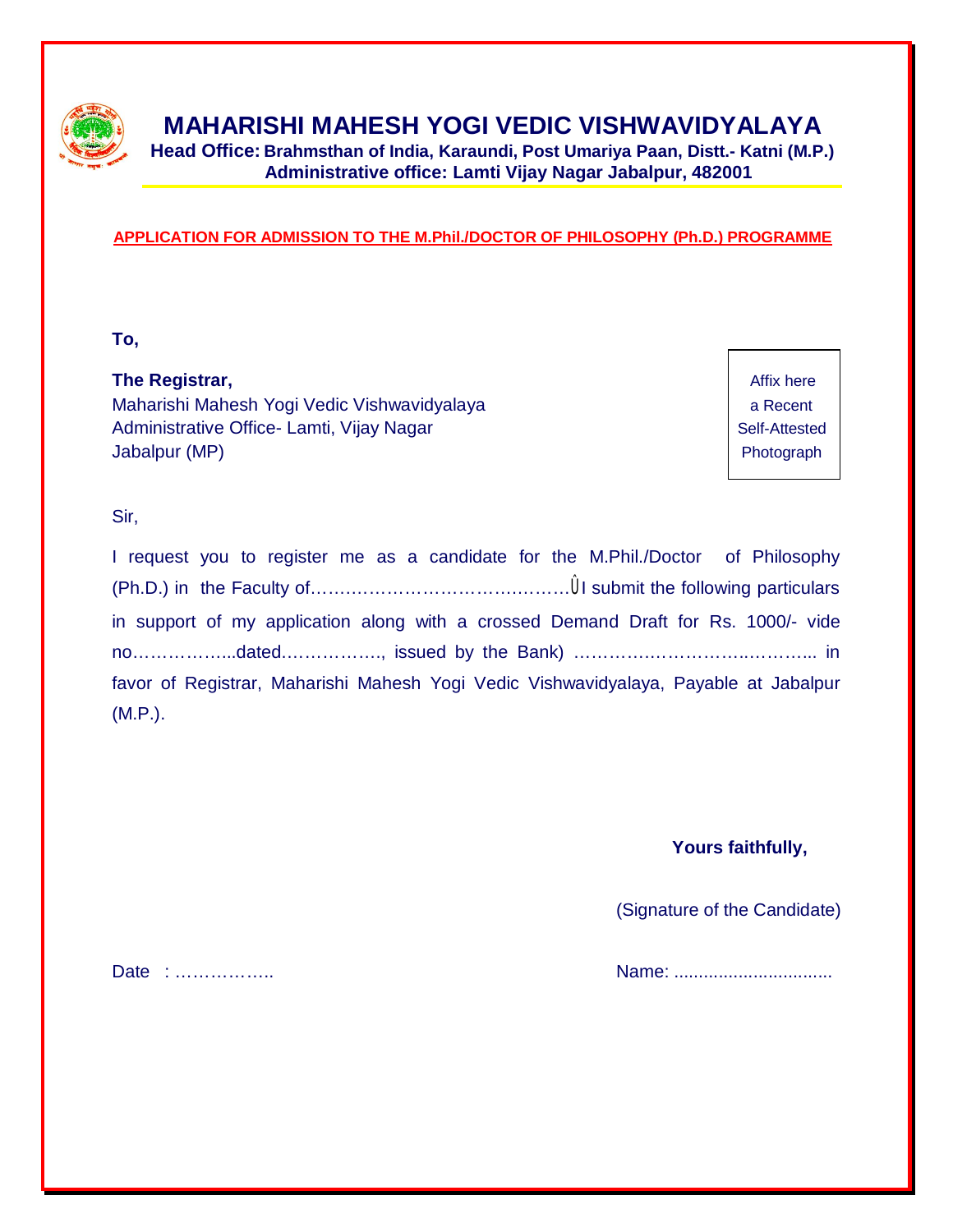# MAHARISHI MAHESH YOGI VEDIC VISHWAVIDYALAYA

**Head Office: Brahmsthan of India, Karaundi, Post Umariya Paan, Distt.- Katni (M.P.)**
**Administrative office: Lamti Vijay Nagar Jabalpur, 482001**

## APPLICATION FOR ADMISSION TO THE M.Phil./DOCTOR OF PHILOSOPHY (Ph.D.) PROGRAMME

**To,**

**The Registrar,**
Maharishi Mahesh Yogi Vedic Vishwavidyalaya
Administrative Office- Lamti, Vijay Nagar
Jabalpur (MP)

Affix here a Recent Self-Attested Photograph

Sir,

I request you to register me as a candidate for the M.Phil./Doctor of Philosophy (Ph.D.) in the Faculty of…………………………………….Û I submit the following particulars in support of my application along with a crossed Demand Draft for Rs. 1000/- vide no……………...dated……………., issued by the Bank) …………………………..……….. in favor of Registrar, Maharishi Mahesh Yogi Vedic Vishwavidyalaya, Payable at Jabalpur (M.P.).

**Yours faithfully,**

(Signature of the Candidate)

Date : ……………..

Name: ...............................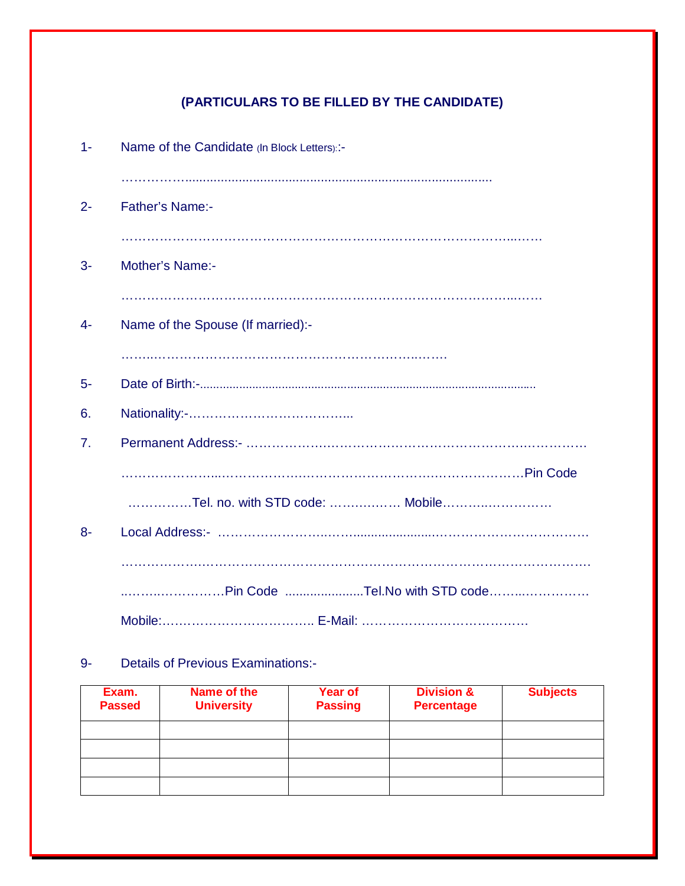### (PARTICULARS TO BE FILLED BY THE CANDIDATE)

1- Name of the Candidate (In Block Letters)::-

……………..............................................................................................

2- Father's Name:-

………………………………………………………………………………………..……

3- Mother's Name:-

………………………………………………………………………………………..……

4- Name of the Spouse (If married):-

……..…………………………………………………………..…….

5- Date of Birth:-.......................................................................................................

6. Nationality:-…………………………….....

7. Permanent Address:- ……………………………………………………….……………

……………………...…………….…………………………….……….……….……Pin Code

……….……Tel. no. with STD code: ………….…. Mobile……….....……………

8- Local Address:- ……………………..……...........................……………………………

……………….……………………………………………………………………………………

..……..……………Pin Code ......................Tel.No with STD code……..……………

Mobile:…………………………….. E-Mail: ……………………………….

9- Details of Previous Examinations:-

| Exam. Passed | Name of the University | Year of Passing | Division & Percentage | Subjects |
|---|---|---|---|---|
| | | | | |
| | | | | |
| | | | | |
| | | | | |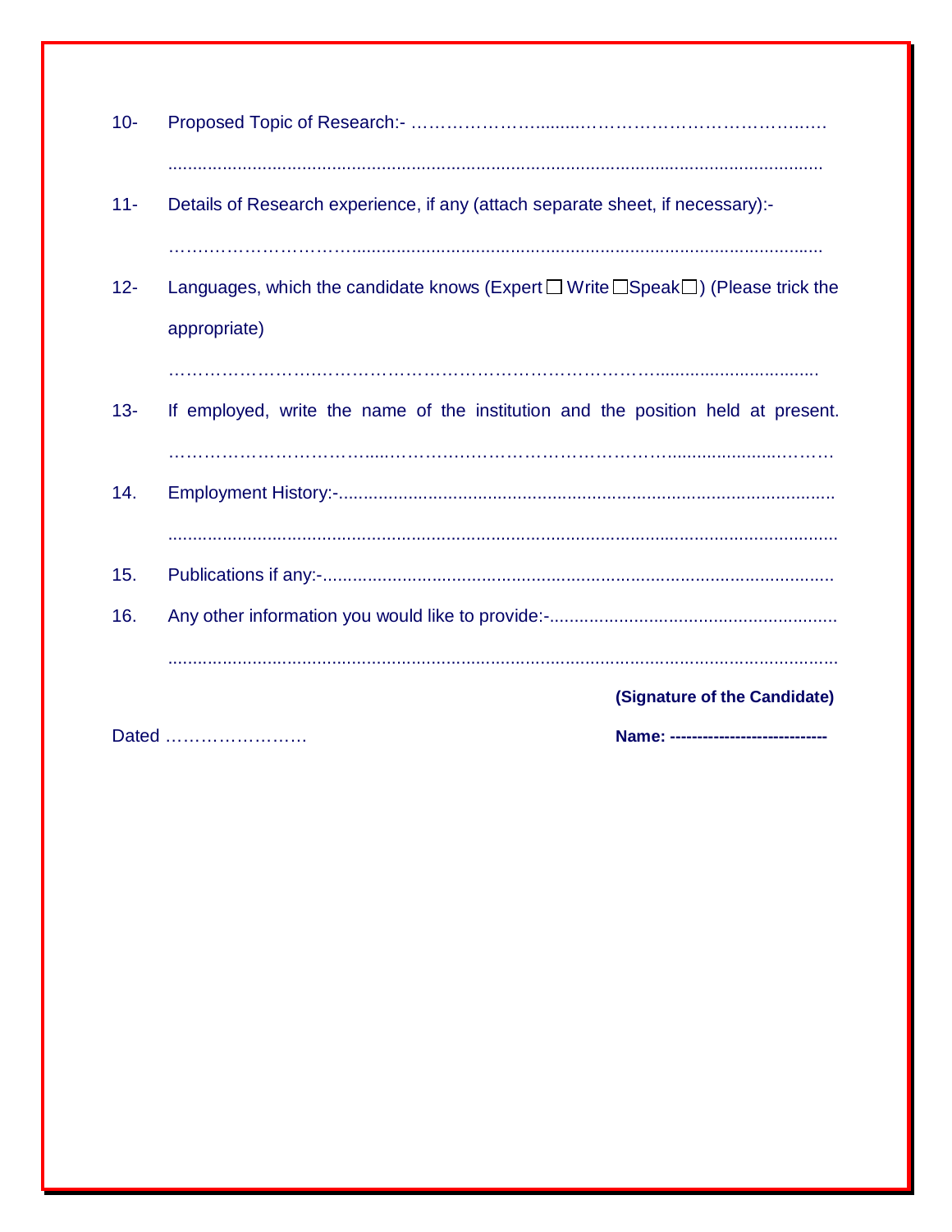10- Proposed Topic of Research:- ……………………........…………………………………..….

.......................................................................................................................................

11- Details of Research experience, if any (attach separate sheet, if necessary):-

……………………………..........................................................................................

12- Languages, which the candidate knows (Expert ☐ Write ☐Speak☐) (Please trick the appropriate)

…………………….………………………………………………………................................

13- If employed, write the name of the institution and the position held at present.

………………………………....………………………………………….......................………

14. Employment History:-..................................................................................................

.......................................................................................................................................

15. Publications if any:-.....................................................................................................

16. Any other information you would like to provide:-.........................................................

.......................................................................................................................................

**(Signature of the Candidate)**

Dated ……………………

**Name: ----------------------------**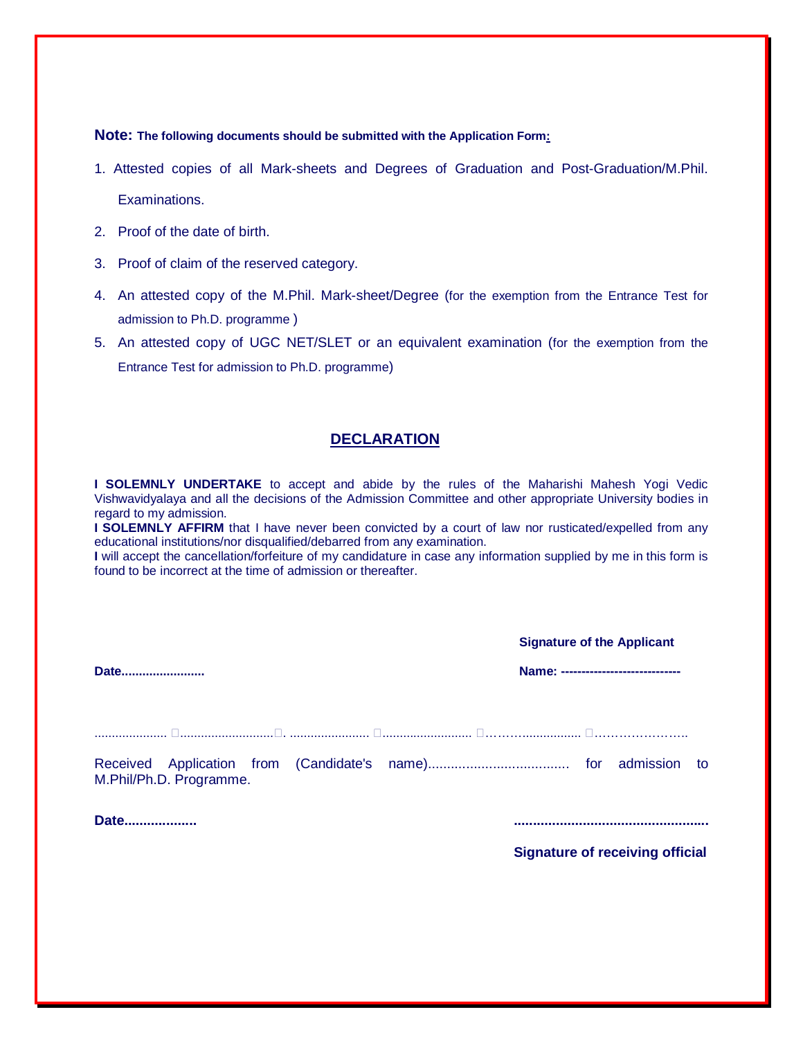**Note: The following documents should be submitted with the Application Form:**

1. Attested copies of all Mark-sheets and Degrees of Graduation and Post-Graduation/M.Phil. Examinations.
2. Proof of the date of birth.
3. Proof of claim of the reserved category.
4. An attested copy of the M.Phil. Mark-sheet/Degree (for the exemption from the Entrance Test for admission to Ph.D. programme )
5. An attested copy of UGC NET/SLET or an equivalent examination (for the exemption from the Entrance Test for admission to Ph.D. programme)

## DECLARATION

**I SOLEMNLY UNDERTAKE** to accept and abide by the rules of the Maharishi Mahesh Yogi Vedic Vishwavidyalaya and all the decisions of the Admission Committee and other appropriate University bodies in regard to my admission.
**I SOLEMNLY AFFIRM** that I have never been convicted by a court of law nor rusticated/expelled from any educational institutions/nor disqualified/debarred from any examination.
**I** will accept the cancellation/forfeiture of my candidature in case any information supplied by me in this form is found to be incorrect at the time of admission or thereafter.

**Signature of the Applicant**

**Date........................** **Name: ----------------------------**

..................... ✂........................... ✂. ....................... ✂.......................... ✂………................ ✂…………………..

Received Application from (Candidate's name)..................................... for admission to M.Phil/Ph.D. Programme.

**Date...................** **...................................................**

**Signature of receiving official**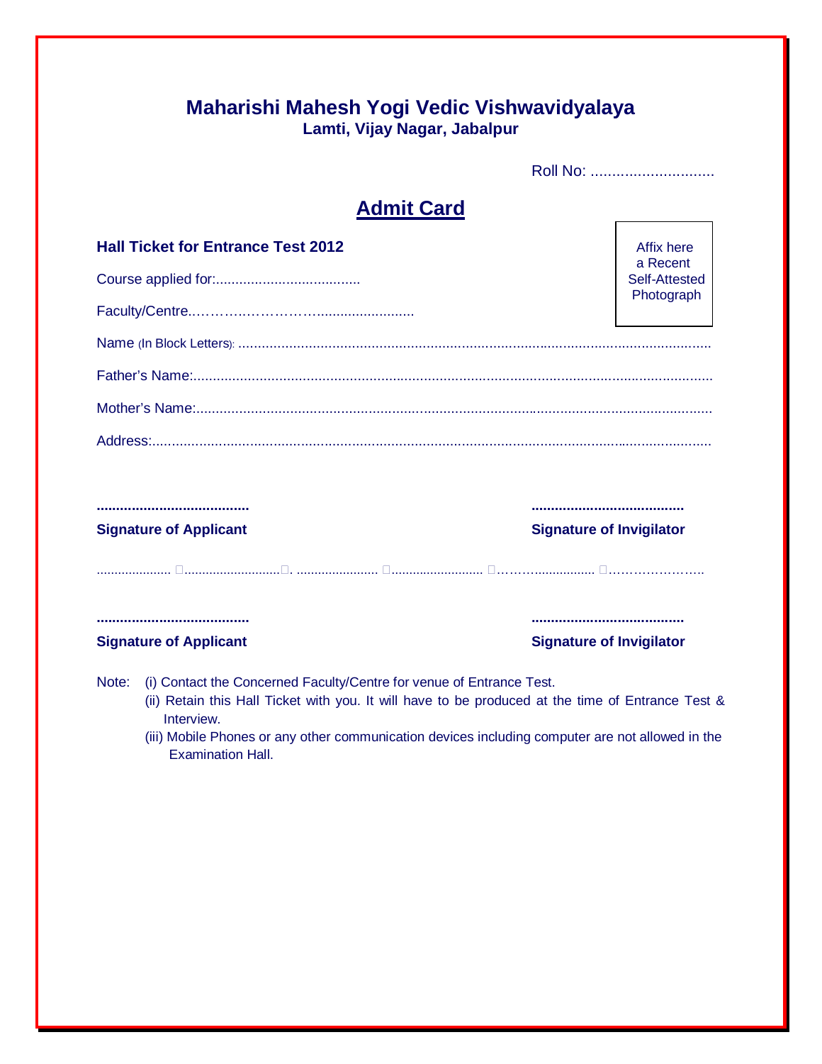# Maharishi Mahesh Yogi Vedic Vishwavidyalaya

**Lamti, Vijay Nagar, Jabalpur**

Roll No: .............................

## Admit Card

**Hall Ticket for Entrance Test 2012**

Affix here a Recent Self-Attested Photograph

Course applied for:.....................................

Faculty/Centre..……….………………........................

Name (In Block Letters): ........................................................................................................................

Father's Name:....................................................................................................................................

Mother's Name:...................................................................................................................................

Address:..............................................................................................................................................

......................................  ......................................

**Signature of Applicant**  **Signature of Invigilator**

..................... ........................... . ....................... .......................... ……….................. …………………..

......................................  ......................................

**Signature of Applicant**  **Signature of Invigilator**

Note: (i) Contact the Concerned Faculty/Centre for venue of Entrance Test.

(ii) Retain this Hall Ticket with you. It will have to be produced at the time of Entrance Test & Interview.

(iii) Mobile Phones or any other communication devices including computer are not allowed in the Examination Hall.